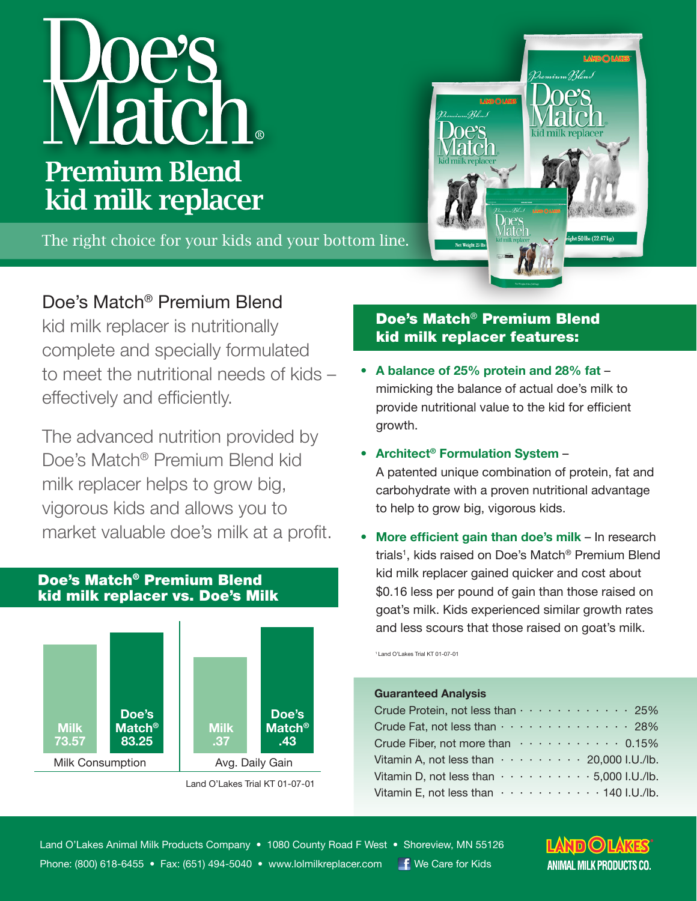# Doe's Match®

## Premium Blend kid milk replacer

The right choice for your kids and your bottom line.

Doe's Match® Premium Blend kid milk replacer is nutritionally complete and specially formulated to meet the nutritional needs of kids – effectively and efficiently.

The advanced nutrition provided by Doe's Match® Premium Blend kid milk replacer helps to grow big, vigorous kids and allows you to market valuable doe's milk at a profit.

### Doe's Match® Premium Blend kid milk replacer vs. Doe's Milk

| | Milk | Doe's Match® |
|---|---|---|
| Milk Consumption | 73.57 | 83.25 |
| Avg. Daily Gain | .37 | .43 |

Land O'Lakes Trial KT 01-07-01

### Doe's Match® Premium Blend kid milk replacer features:

- **A balance of 25% protein and 28% fat** – mimicking the balance of actual doe's milk to provide nutritional value to the kid for efficient growth.
- **Architect® Formulation System** – A patented unique combination of protein, fat and carbohydrate with a proven nutritional advantage to help to grow big, vigorous kids.
- **More efficient gain than doe's milk** – In research trials[1], kids raised on Doe's Match® Premium Blend kid milk replacer gained quicker and cost about $0.16 less per pound of gain than those raised on goat's milk. Kids experienced similar growth rates and less scours that those raised on goat's milk.

[1] Land O'Lakes Trial KT 01-07-01

**Guaranteed Analysis**

| | |
|---|---|
| Crude Protein, not less than | 25% |
| Crude Fat, not less than | 28% |
| Crude Fiber, not more than | 0.15% |
| Vitamin A, not less than | 20,000 I.U./lb. |
| Vitamin D, not less than | 5,000 I.U./lb. |
| Vitamin E, not less than | 140 I.U./lb. |

Land O'Lakes Animal Milk Products Company • 1080 County Road F West • Shoreview, MN 55126
Phone: (800) 618-6455 • Fax: (651) 494-5040 • www.lolmilkreplacer.com • We Care for Kids

LAND O LAKES ANIMAL MILK PRODUCTS CO.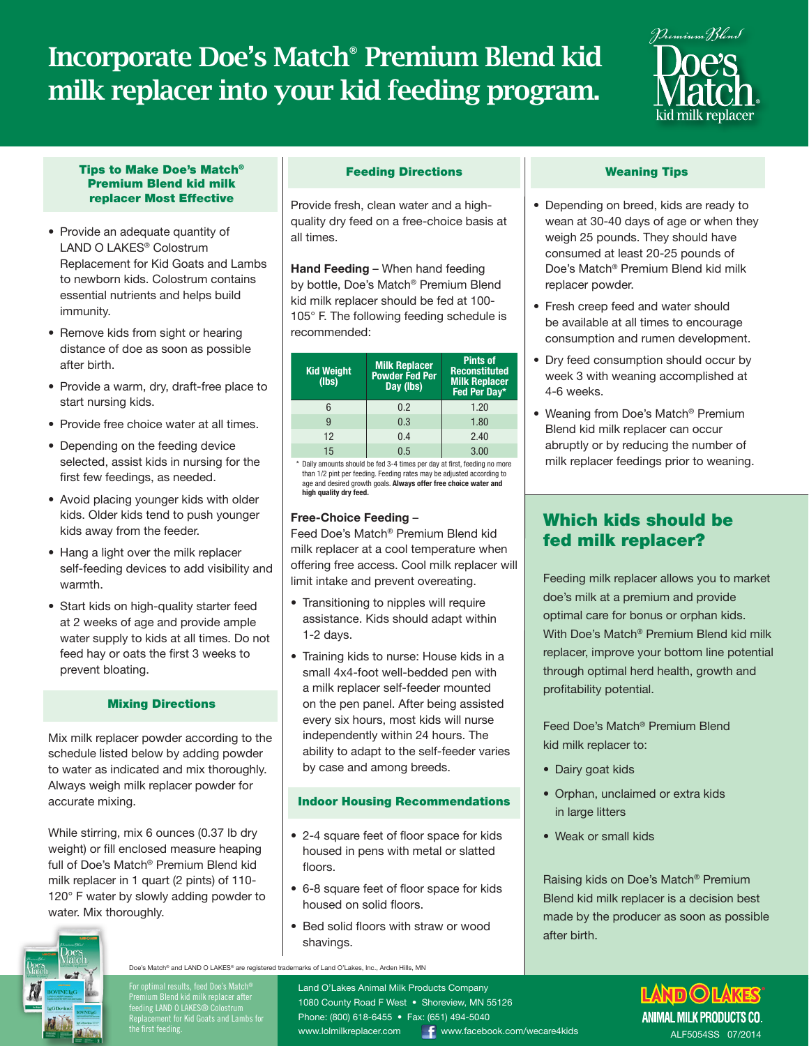# Incorporate Doe's Match® Premium Blend kid milk replacer into your kid feeding program.

Premium Blend Doe's Match® kid milk replacer

## Tips to Make Doe's Match® Premium Blend kid milk replacer Most Effective

- Provide an adequate quantity of LAND O LAKES® Colostrum Replacement for Kid Goats and Lambs to newborn kids. Colostrum contains essential nutrients and helps build immunity.
- Remove kids from sight or hearing distance of doe as soon as possible after birth.
- Provide a warm, dry, draft-free place to start nursing kids.
- Provide free choice water at all times.
- Depending on the feeding device selected, assist kids in nursing for the first few feedings, as needed.
- Avoid placing younger kids with older kids. Older kids tend to push younger kids away from the feeder.
- Hang a light over the milk replacer self-feeding devices to add visibility and warmth.
- Start kids on high-quality starter feed at 2 weeks of age and provide ample water supply to kids at all times. Do not feed hay or oats the first 3 weeks to prevent bloating.

## Mixing Directions

Mix milk replacer powder according to the schedule listed below by adding powder to water as indicated and mix thoroughly. Always weigh milk replacer powder for accurate mixing.

While stirring, mix 6 ounces (0.37 lb dry weight) or fill enclosed measure heaping full of Doe's Match® Premium Blend kid milk replacer in 1 quart (2 pints) of 110-120° F water by slowly adding powder to water. Mix thoroughly.

## Feeding Directions

Provide fresh, clean water and a high-quality dry feed on a free-choice basis at all times.

**Hand Feeding** – When hand feeding by bottle, Doe's Match® Premium Blend kid milk replacer should be fed at 100-105° F. The following feeding schedule is recommended:

| Kid Weight (lbs) | Milk Replacer Powder Fed Per Day (lbs) | Pints of Reconstituted Milk Replacer Fed Per Day* |
|---|---|---|
| 6 | 0.2 | 1.20 |
| 9 | 0.3 | 1.80 |
| 12 | 0.4 | 2.40 |
| 15 | 0.5 | 3.00 |

\* Daily amounts should be fed 3-4 times per day at first, feeding no more than 1/2 pint per feeding. Feeding rates may be adjusted according to age and desired growth goals. **Always offer free choice water and high quality dry feed.**

**Free-Choice Feeding** – Feed Doe's Match® Premium Blend kid milk replacer at a cool temperature when offering free access. Cool milk replacer will limit intake and prevent overeating.

- Transitioning to nipples will require assistance. Kids should adapt within 1-2 days.
- Training kids to nurse: House kids in a small 4x4-foot well-bedded pen with a milk replacer self-feeder mounted on the pen panel. After being assisted every six hours, most kids will nurse independently within 24 hours. The ability to adapt to the self-feeder varies by case and among breeds.

## Indoor Housing Recommendations

- 2-4 square feet of floor space for kids housed in pens with metal or slatted floors.
- 6-8 square feet of floor space for kids housed on solid floors.
- Bed solid floors with straw or wood shavings.

## Weaning Tips

- Depending on breed, kids are ready to wean at 30-40 days of age or when they weigh 25 pounds. They should have consumed at least 20-25 pounds of Doe's Match® Premium Blend kid milk replacer powder.
- Fresh creep feed and water should be available at all times to encourage consumption and rumen development.
- Dry feed consumption should occur by week 3 with weaning accomplished at 4-6 weeks.
- Weaning from Doe's Match® Premium Blend kid milk replacer can occur abruptly or by reducing the number of milk replacer feedings prior to weaning.

## Which kids should be fed milk replacer?

Feeding milk replacer allows you to market doe's milk at a premium and provide optimal care for bonus or orphan kids. With Doe's Match® Premium Blend kid milk replacer, improve your bottom line potential through optimal herd health, growth and profitability potential.

Feed Doe's Match® Premium Blend kid milk replacer to:

- Dairy goat kids
- Orphan, unclaimed or extra kids in large litters
- Weak or small kids

Raising kids on Doe's Match® Premium Blend kid milk replacer is a decision best made by the producer as soon as possible after birth.

Doe's Match® and LAND O LAKES® are registered trademarks of Land O'Lakes, Inc., Arden Hills, MN

For optimal results, feed Doe's Match® Premium Blend kid milk replacer after feeding LAND O LAKES® Colostrum Replacement for Kid Goats and Lambs for the first feeding.

Land O'Lakes Animal Milk Products Company
1080 County Road F West • Shoreview, MN 55126
Phone: (800) 618-6455 • Fax: (651) 494-5040
www.lolmilkreplacer.com www.facebook.com/wecare4kids

LAND O LAKES® ANIMAL MILK PRODUCTS CO.
ALF5054SS 07/2014